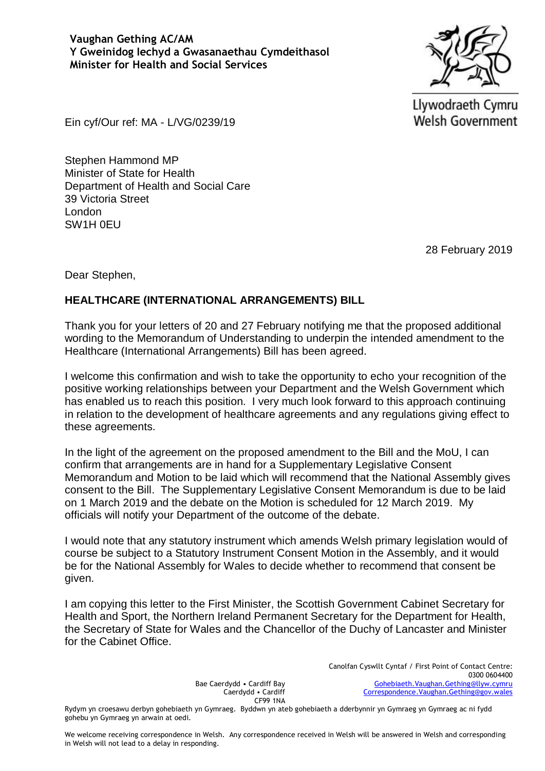**Vaughan Gething AC/AM**
**Y Gweinidog Iechyd a Gwasanaethau Cymdeithasol**
**Minister for Health and Social Services**

Llywodraeth Cymru
Welsh Government

Ein cyf/Our ref: MA - L/VG/0239/19

Stephen Hammond MP
Minister of State for Health
Department of Health and Social Care
39 Victoria Street
London
SW1H 0EU

28 February 2019

Dear Stephen,

**HEALTHCARE (INTERNATIONAL ARRANGEMENTS) BILL**

Thank you for your letters of 20 and 27 February notifying me that the proposed additional wording to the Memorandum of Understanding to underpin the intended amendment to the Healthcare (International Arrangements) Bill has been agreed.

I welcome this confirmation and wish to take the opportunity to echo your recognition of the positive working relationships between your Department and the Welsh Government which has enabled us to reach this position. I very much look forward to this approach continuing in relation to the development of healthcare agreements and any regulations giving effect to these agreements.

In the light of the agreement on the proposed amendment to the Bill and the MoU, I can confirm that arrangements are in hand for a Supplementary Legislative Consent Memorandum and Motion to be laid which will recommend that the National Assembly gives consent to the Bill. The Supplementary Legislative Consent Memorandum is due to be laid on 1 March 2019 and the debate on the Motion is scheduled for 12 March 2019. My officials will notify your Department of the outcome of the debate.

I would note that any statutory instrument which amends Welsh primary legislation would of course be subject to a Statutory Instrument Consent Motion in the Assembly, and it would be for the National Assembly for Wales to decide whether to recommend that consent be given.

I am copying this letter to the First Minister, the Scottish Government Cabinet Secretary for Health and Sport, the Northern Ireland Permanent Secretary for the Department for Health, the Secretary of State for Wales and the Chancellor of the Duchy of Lancaster and Minister for the Cabinet Office.

Bae Caerdydd • Cardiff Bay
Caerdydd • Cardiff
CF99 1NA

Canolfan Cyswllt Cyntaf / First Point of Contact Centre:
0300 0604400
Gohebiaeth.Vaughan.Gething@llyw.cymru
Correspondence.Vaughan.Gething@gov.wales

Rydym yn croesawu derbyn gohebiaeth yn Gymraeg. Byddwn yn ateb gohebiaeth a dderbynnir yn Gymraeg yn Gymraeg ac ni fydd gohebu yn Gymraeg yn arwain at oedi.

We welcome receiving correspondence in Welsh. Any correspondence received in Welsh will be answered in Welsh and corresponding in Welsh will not lead to a delay in responding.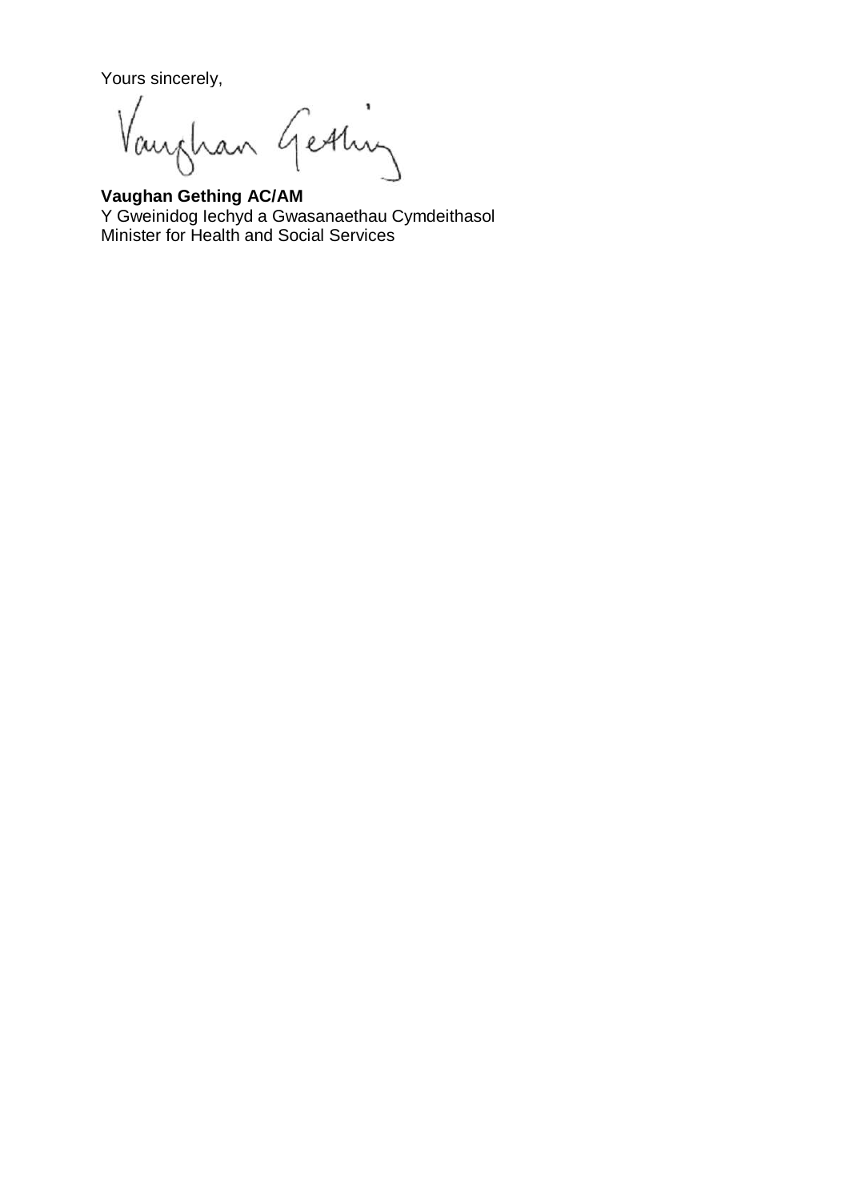Yours sincerely,

Vaughan Gething

**Vaughan Gething AC/AM**
Y Gweinidog Iechyd a Gwasanaethau Cymdeithasol
Minister for Health and Social Services